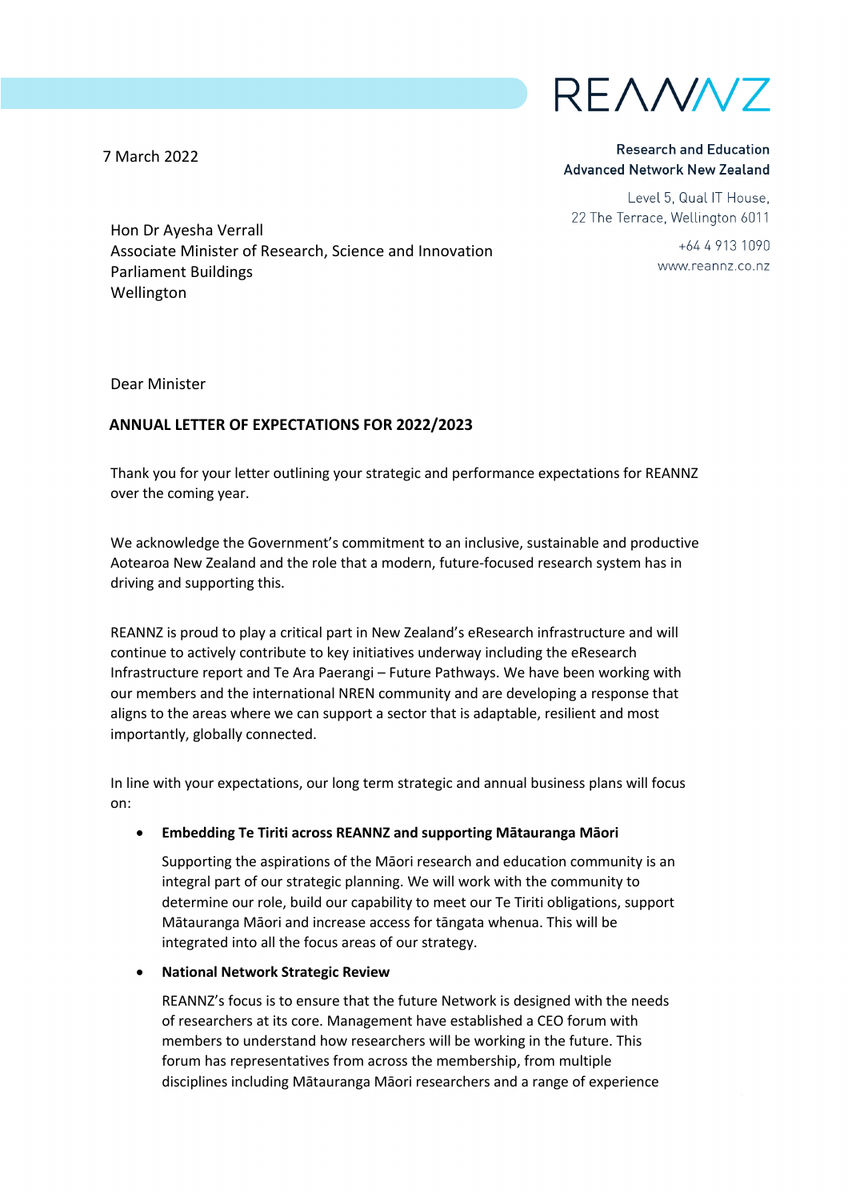REANNZ

Research and Education
Advanced Network New Zealand

Level 5, Qual IT House,
22 The Terrace, Wellington 6011

+64 4 913 1090
www.reannz.co.nz

7 March 2022

Hon Dr Ayesha Verrall
Associate Minister of Research, Science and Innovation
Parliament Buildings
Wellington

Dear Minister

**ANNUAL LETTER OF EXPECTATIONS FOR 2022/2023**

Thank you for your letter outlining your strategic and performance expectations for REANNZ over the coming year.

We acknowledge the Government's commitment to an inclusive, sustainable and productive Aotearoa New Zealand and the role that a modern, future-focused research system has in driving and supporting this.

REANNZ is proud to play a critical part in New Zealand's eResearch infrastructure and will continue to actively contribute to key initiatives underway including the eResearch Infrastructure report and Te Ara Paerangi – Future Pathways. We have been working with our members and the international NREN community and are developing a response that aligns to the areas where we can support a sector that is adaptable, resilient and most importantly, globally connected.

In line with your expectations, our long term strategic and annual business plans will focus on:

- **Embedding Te Tiriti across REANNZ and supporting Mātauranga Māori**

  Supporting the aspirations of the Māori research and education community is an integral part of our strategic planning. We will work with the community to determine our role, build our capability to meet our Te Tiriti obligations, support Mātauranga Māori and increase access for tāngata whenua. This will be integrated into all the focus areas of our strategy.

- **National Network Strategic Review**

  REANNZ's focus is to ensure that the future Network is designed with the needs of researchers at its core. Management have established a CEO forum with members to understand how researchers will be working in the future. This forum has representatives from across the membership, from multiple disciplines including Mātauranga Māori researchers and a range of experience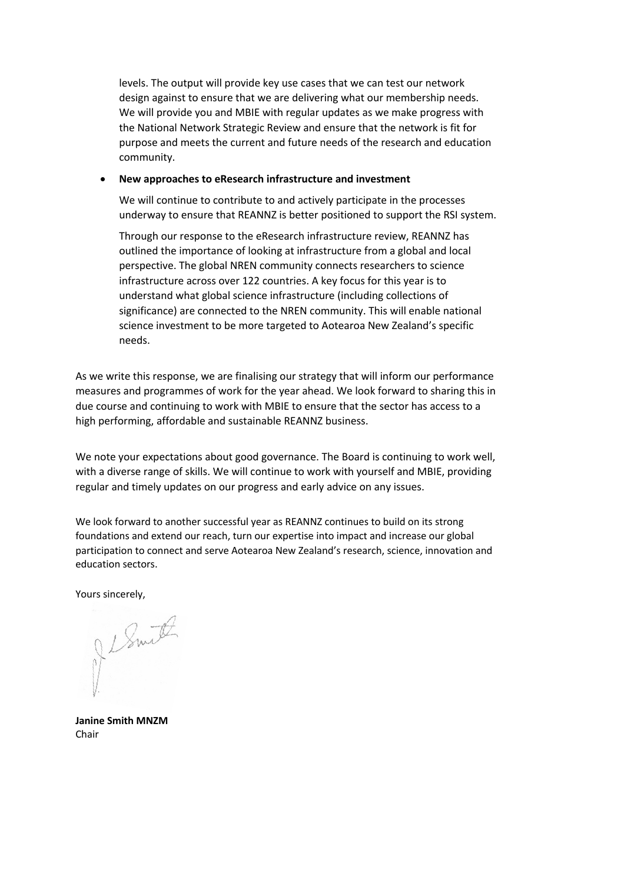levels. The output will provide key use cases that we can test our network design against to ensure that we are delivering what our membership needs. We will provide you and MBIE with regular updates as we make progress with the National Network Strategic Review and ensure that the network is fit for purpose and meets the current and future needs of the research and education community.

- **New approaches to eResearch infrastructure and investment**

  We will continue to contribute to and actively participate in the processes underway to ensure that REANNZ is better positioned to support the RSI system.

  Through our response to the eResearch infrastructure review, REANNZ has outlined the importance of looking at infrastructure from a global and local perspective. The global NREN community connects researchers to science infrastructure across over 122 countries. A key focus for this year is to understand what global science infrastructure (including collections of significance) are connected to the NREN community. This will enable national science investment to be more targeted to Aotearoa New Zealand's specific needs.

As we write this response, we are finalising our strategy that will inform our performance measures and programmes of work for the year ahead. We look forward to sharing this in due course and continuing to work with MBIE to ensure that the sector has access to a high performing, affordable and sustainable REANNZ business.

We note your expectations about good governance. The Board is continuing to work well, with a diverse range of skills. We will continue to work with yourself and MBIE, providing regular and timely updates on our progress and early advice on any issues.

We look forward to another successful year as REANNZ continues to build on its strong foundations and extend our reach, turn our expertise into impact and increase our global participation to connect and serve Aotearoa New Zealand's research, science, innovation and education sectors.

Yours sincerely,

**Janine Smith MNZM**
Chair